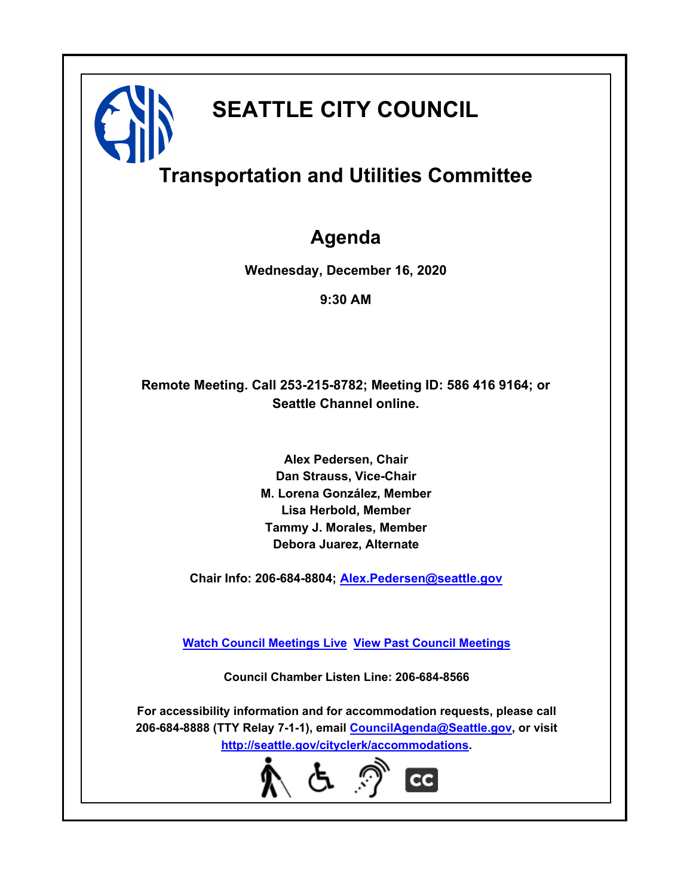# SEATTLE CITY COUNCIL

## Transportation and Utilities Committee

## Agenda

**Wednesday, December 16, 2020**

**9:30 AM**

**Remote Meeting. Call 253-215-8782; Meeting ID: 586 416 9164; or Seattle Channel online.**

**Alex Pedersen, Chair**
**Dan Strauss, Vice-Chair**
**M. Lorena González, Member**
**Lisa Herbold, Member**
**Tammy J. Morales, Member**
**Debora Juarez, Alternate**

**Chair Info: 206-684-8804; [Alex.Pedersen@seattle.gov](mailto:Alex.Pedersen@seattle.gov)**

**Watch Council Meetings Live  View Past Council Meetings**

**Council Chamber Listen Line: 206-684-8566**

**For accessibility information and for accommodation requests, please call 206-684-8888 (TTY Relay 7-1-1), email [CouncilAgenda@Seattle.gov](mailto:CouncilAgenda@Seattle.gov), or visit [http://seattle.gov/cityclerk/accommodations](http://seattle.gov/cityclerk/accommodations).**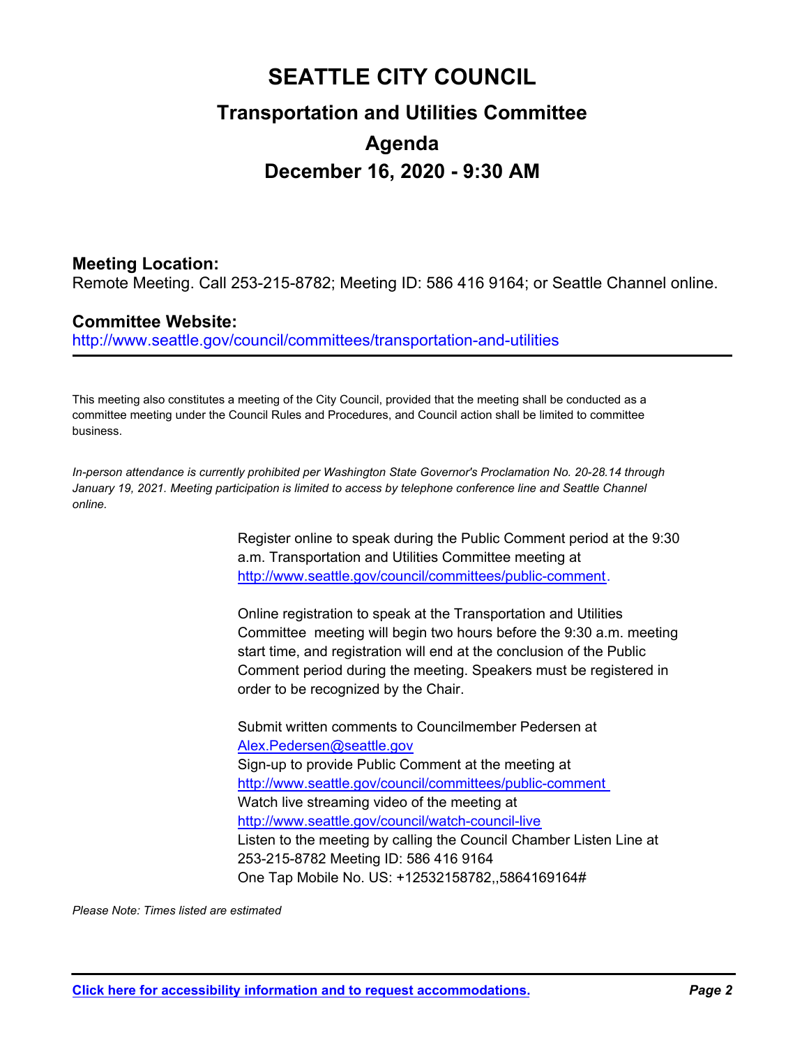# SEATTLE CITY COUNCIL

## Transportation and Utilities Committee

## Agenda

## December 16, 2020 - 9:30 AM

### Meeting Location:

Remote Meeting. Call 253-215-8782; Meeting ID: 586 416 9164; or Seattle Channel online.

### Committee Website:

http://www.seattle.gov/council/committees/transportation-and-utilities

---

This meeting also constitutes a meeting of the City Council, provided that the meeting shall be conducted as a committee meeting under the Council Rules and Procedures, and Council action shall be limited to committee business.

*In-person attendance is currently prohibited per Washington State Governor's Proclamation No. 20-28.14 through January 19, 2021. Meeting participation is limited to access by telephone conference line and Seattle Channel online.*

Register online to speak during the Public Comment period at the 9:30 a.m. Transportation and Utilities Committee meeting at http://www.seattle.gov/council/committees/public-comment.

Online registration to speak at the Transportation and Utilities Committee meeting will begin two hours before the 9:30 a.m. meeting start time, and registration will end at the conclusion of the Public Comment period during the meeting. Speakers must be registered in order to be recognized by the Chair.

Submit written comments to Councilmember Pedersen at Alex.Pedersen@seattle.gov
Sign-up to provide Public Comment at the meeting at http://www.seattle.gov/council/committees/public-comment
Watch live streaming video of the meeting at http://www.seattle.gov/council/watch-council-live
Listen to the meeting by calling the Council Chamber Listen Line at 253-215-8782 Meeting ID: 586 416 9164
One Tap Mobile No. US: +12532158782,,5864169164#

*Please Note: Times listed are estimated*

---

**Click here for accessibility information and to request accommodations.**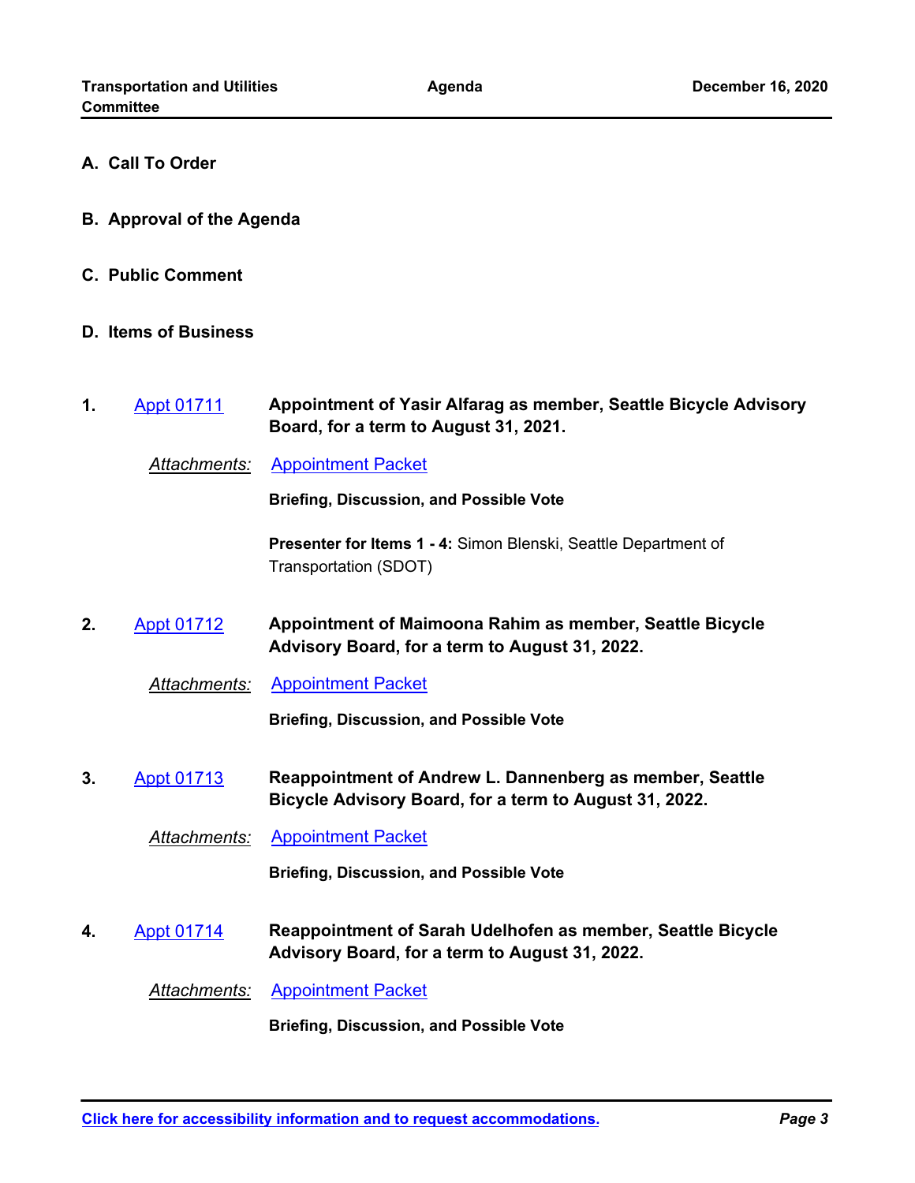## A. Call To Order

## B. Approval of the Agenda

## C. Public Comment

## D. Items of Business

**1.** Appt 01711 **Appointment of Yasir Alfarag as member, Seattle Bicycle Advisory Board, for a term to August 31, 2021.**

*Attachments:* Appointment Packet

**Briefing, Discussion, and Possible Vote**

**Presenter for Items 1 - 4:** Simon Blenski, Seattle Department of Transportation (SDOT)

**2.** Appt 01712 **Appointment of Maimoona Rahim as member, Seattle Bicycle Advisory Board, for a term to August 31, 2022.**

*Attachments:* Appointment Packet

**Briefing, Discussion, and Possible Vote**

**3.** Appt 01713 **Reappointment of Andrew L. Dannenberg as member, Seattle Bicycle Advisory Board, for a term to August 31, 2022.**

*Attachments:* Appointment Packet

**Briefing, Discussion, and Possible Vote**

**4.** Appt 01714 **Reappointment of Sarah Udelhofen as member, Seattle Bicycle Advisory Board, for a term to August 31, 2022.**

*Attachments:* Appointment Packet

**Briefing, Discussion, and Possible Vote**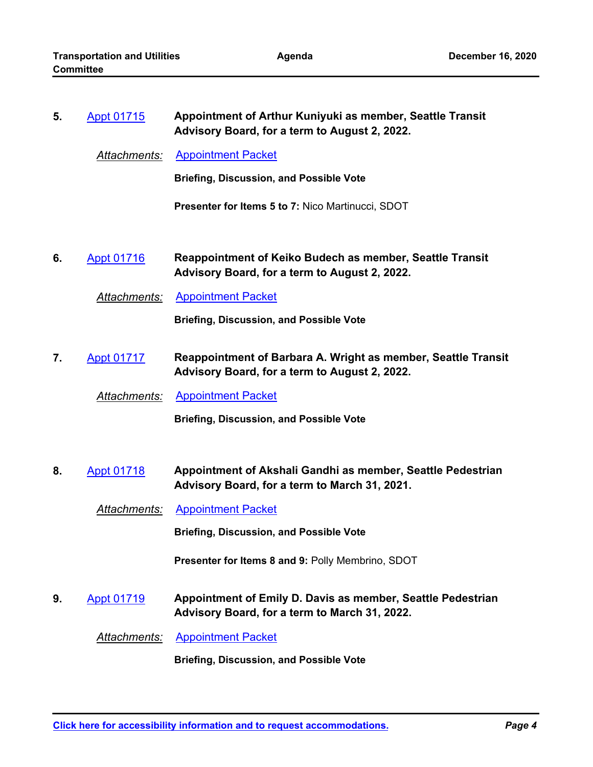**5.** Appt 01715 **Appointment of Arthur Kuniyuki as member, Seattle Transit Advisory Board, for a term to August 2, 2022.**

*Attachments:* Appointment Packet

**Briefing, Discussion, and Possible Vote**

**Presenter for Items 5 to 7:** Nico Martinucci, SDOT

**6.** Appt 01716 **Reappointment of Keiko Budech as member, Seattle Transit Advisory Board, for a term to August 2, 2022.**

*Attachments:* Appointment Packet

**Briefing, Discussion, and Possible Vote**

**7.** Appt 01717 **Reappointment of Barbara A. Wright as member, Seattle Transit Advisory Board, for a term to August 2, 2022.**

*Attachments:* Appointment Packet

**Briefing, Discussion, and Possible Vote**

**8.** Appt 01718 **Appointment of Akshali Gandhi as member, Seattle Pedestrian Advisory Board, for a term to March 31, 2021.**

*Attachments:* Appointment Packet

**Briefing, Discussion, and Possible Vote**

**Presenter for Items 8 and 9:** Polly Membrino, SDOT

**9.** Appt 01719 **Appointment of Emily D. Davis as member, Seattle Pedestrian Advisory Board, for a term to March 31, 2022.**

*Attachments:* Appointment Packet

**Briefing, Discussion, and Possible Vote**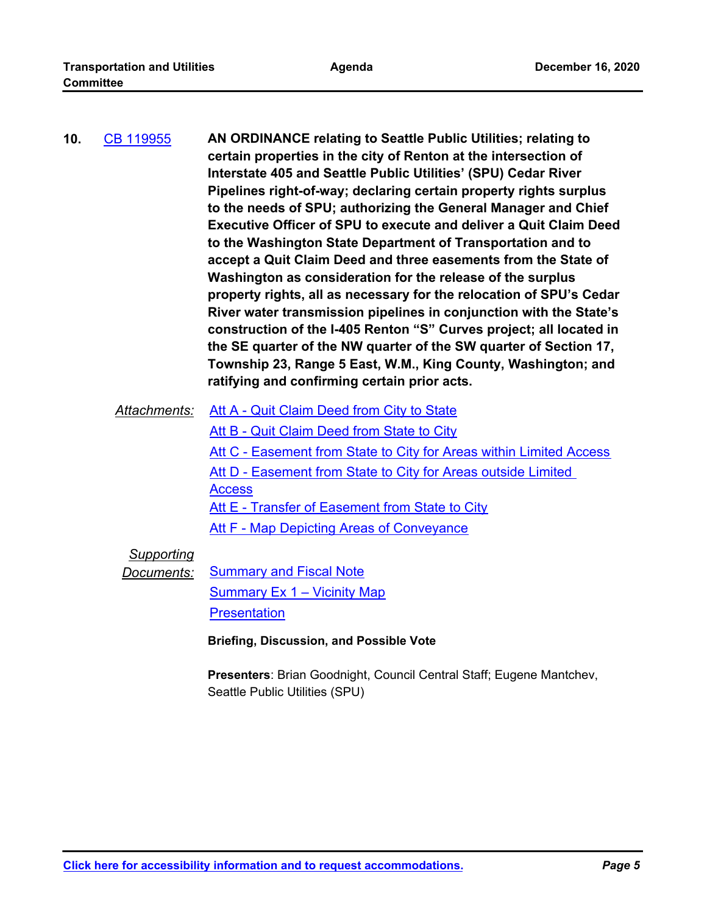**10.** CB 119955 **AN ORDINANCE relating to Seattle Public Utilities; relating to certain properties in the city of Renton at the intersection of Interstate 405 and Seattle Public Utilities' (SPU) Cedar River Pipelines right-of-way; declaring certain property rights surplus to the needs of SPU; authorizing the General Manager and Chief Executive Officer of SPU to execute and deliver a Quit Claim Deed to the Washington State Department of Transportation and to accept a Quit Claim Deed and three easements from the State of Washington as consideration for the release of the surplus property rights, all as necessary for the relocation of SPU's Cedar River water transmission pipelines in conjunction with the State's construction of the I-405 Renton "S" Curves project; all located in the SE quarter of the NW quarter of the SW quarter of Section 17, Township 23, Range 5 East, W.M., King County, Washington; and ratifying and confirming certain prior acts.**

*Attachments:*
- Att A - Quit Claim Deed from City to State
- Att B - Quit Claim Deed from State to City
- Att C - Easement from State to City for Areas within Limited Access
- Att D - Easement from State to City for Areas outside Limited Access
- Att E - Transfer of Easement from State to City
- Att F - Map Depicting Areas of Conveyance

*Supporting Documents:*
- Summary and Fiscal Note
- Summary Ex 1 – Vicinity Map
- Presentation

**Briefing, Discussion, and Possible Vote**

**Presenters**: Brian Goodnight, Council Central Staff; Eugene Mantchev, Seattle Public Utilities (SPU)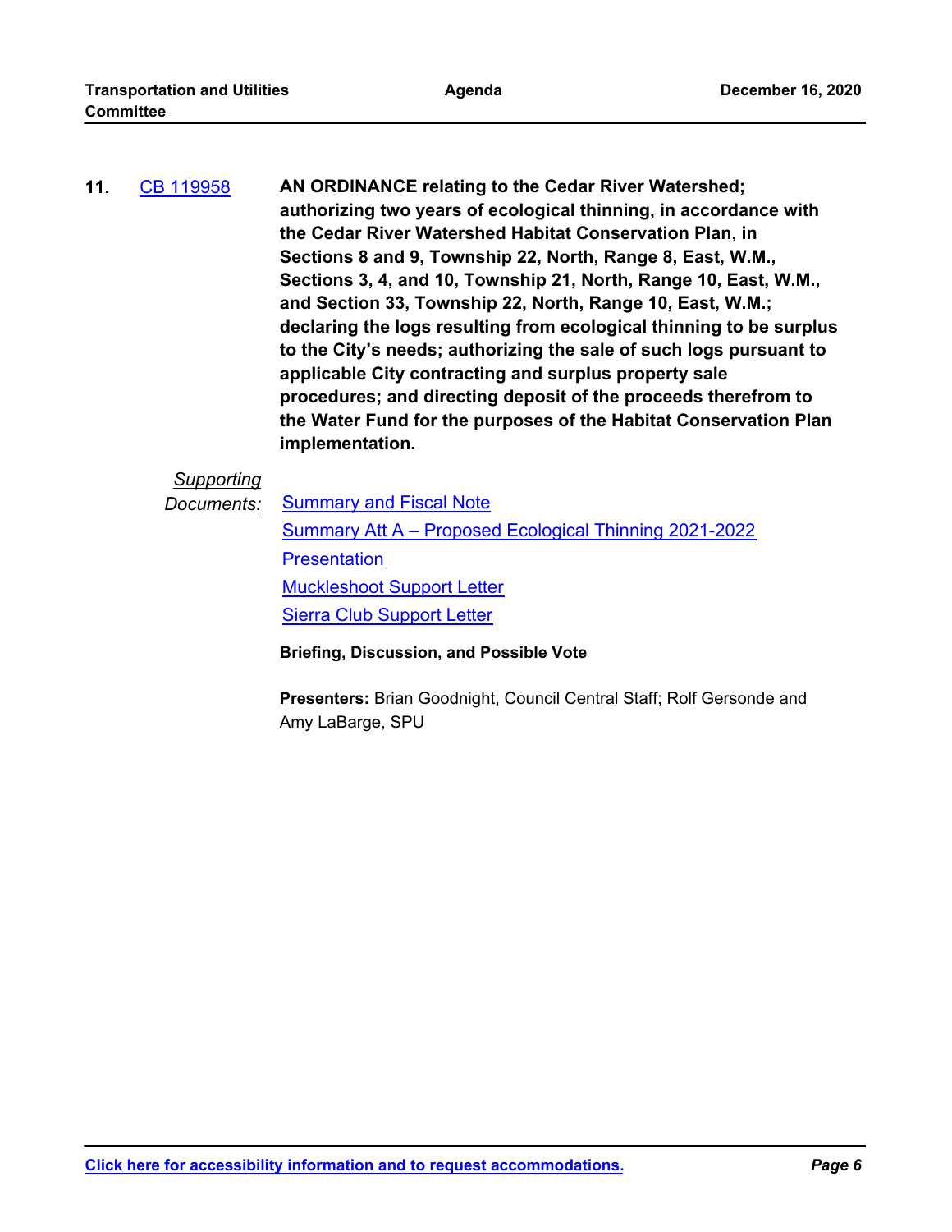**11.** CB 119958 **AN ORDINANCE relating to the Cedar River Watershed; authorizing two years of ecological thinning, in accordance with the Cedar River Watershed Habitat Conservation Plan, in Sections 8 and 9, Township 22, North, Range 8, East, W.M., Sections 3, 4, and 10, Township 21, North, Range 10, East, W.M., and Section 33, Township 22, North, Range 10, East, W.M.; declaring the logs resulting from ecological thinning to be surplus to the City's needs; authorizing the sale of such logs pursuant to applicable City contracting and surplus property sale procedures; and directing deposit of the proceeds therefrom to the Water Fund for the purposes of the Habitat Conservation Plan implementation.**

*Supporting Documents:*

- Summary and Fiscal Note
- Summary Att A – Proposed Ecological Thinning 2021-2022
- Presentation
- Muckleshoot Support Letter
- Sierra Club Support Letter

**Briefing, Discussion, and Possible Vote**

**Presenters:** Brian Goodnight, Council Central Staff; Rolf Gersonde and Amy LaBarge, SPU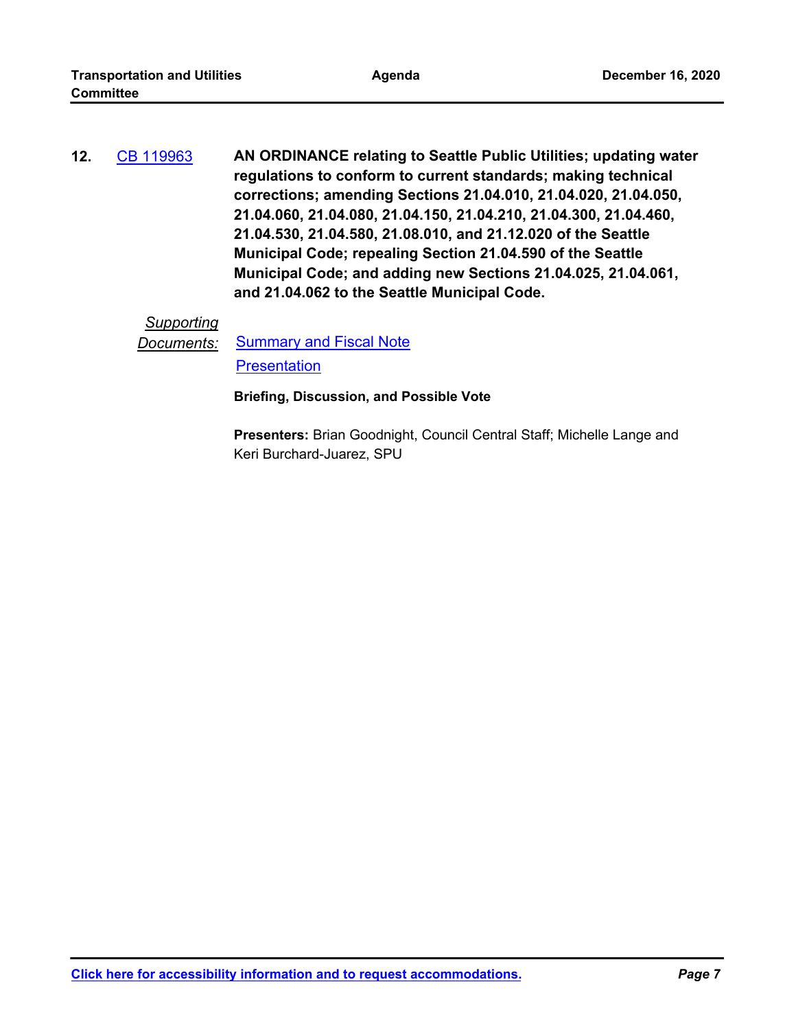**12.** [CB 119963](CB 119963) **AN ORDINANCE relating to Seattle Public Utilities; updating water regulations to conform to current standards; making technical corrections; amending Sections 21.04.010, 21.04.020, 21.04.050, 21.04.060, 21.04.080, 21.04.150, 21.04.210, 21.04.300, 21.04.460, 21.04.530, 21.04.580, 21.08.010, and 21.12.020 of the Seattle Municipal Code; repealing Section 21.04.590 of the Seattle Municipal Code; and adding new Sections 21.04.025, 21.04.061, and 21.04.062 to the Seattle Municipal Code.**

*Supporting Documents:* Summary and Fiscal Note

Presentation

**Briefing, Discussion, and Possible Vote**

**Presenters:** Brian Goodnight, Council Central Staff; Michelle Lange and Keri Burchard-Juarez, SPU

**Click here for accessibility information and to request accommodations.**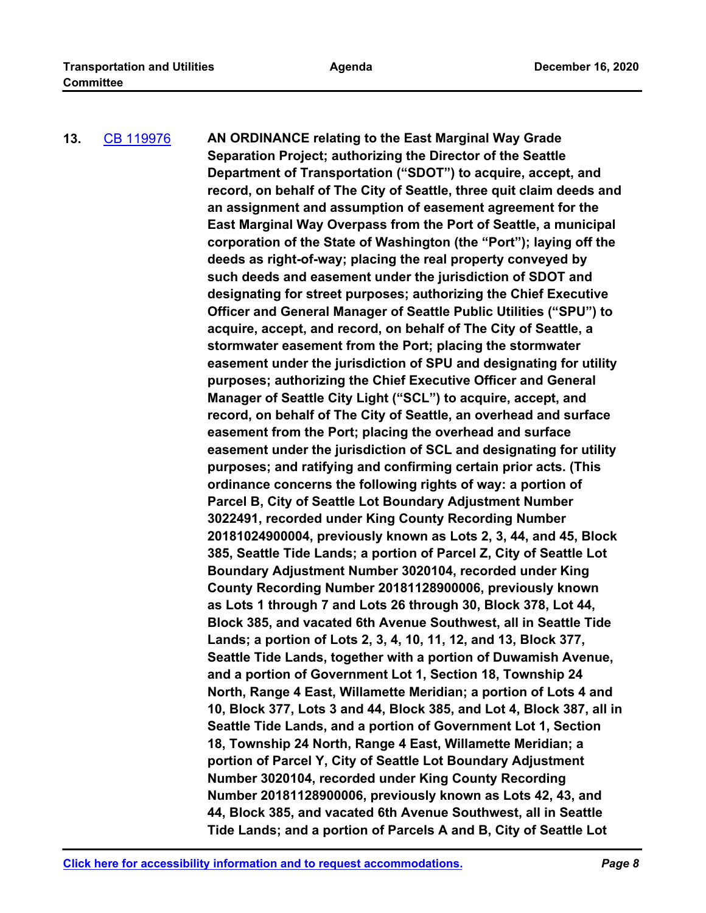**13.** [CB 119976](CB 119976) **AN ORDINANCE relating to the East Marginal Way Grade Separation Project; authorizing the Director of the Seattle Department of Transportation ("SDOT") to acquire, accept, and record, on behalf of The City of Seattle, three quit claim deeds and an assignment and assumption of easement agreement for the East Marginal Way Overpass from the Port of Seattle, a municipal corporation of the State of Washington (the "Port"); laying off the deeds as right-of-way; placing the real property conveyed by such deeds and easement under the jurisdiction of SDOT and designating for street purposes; authorizing the Chief Executive Officer and General Manager of Seattle Public Utilities ("SPU") to acquire, accept, and record, on behalf of The City of Seattle, a stormwater easement from the Port; placing the stormwater easement under the jurisdiction of SPU and designating for utility purposes; authorizing the Chief Executive Officer and General Manager of Seattle City Light ("SCL") to acquire, accept, and record, on behalf of The City of Seattle, an overhead and surface easement from the Port; placing the overhead and surface easement under the jurisdiction of SCL and designating for utility purposes; and ratifying and confirming certain prior acts. (This ordinance concerns the following rights of way: a portion of Parcel B, City of Seattle Lot Boundary Adjustment Number 3022491, recorded under King County Recording Number 20181024900004, previously known as Lots 2, 3, 44, and 45, Block 385, Seattle Tide Lands; a portion of Parcel Z, City of Seattle Lot Boundary Adjustment Number 3020104, recorded under King County Recording Number 20181128900006, previously known as Lots 1 through 7 and Lots 26 through 30, Block 378, Lot 44, Block 385, and vacated 6th Avenue Southwest, all in Seattle Tide Lands; a portion of Lots 2, 3, 4, 10, 11, 12, and 13, Block 377, Seattle Tide Lands, together with a portion of Duwamish Avenue, and a portion of Government Lot 1, Section 18, Township 24 North, Range 4 East, Willamette Meridian; a portion of Lots 4 and 10, Block 377, Lots 3 and 44, Block 385, and Lot 4, Block 387, all in Seattle Tide Lands, and a portion of Government Lot 1, Section 18, Township 24 North, Range 4 East, Willamette Meridian; a portion of Parcel Y, City of Seattle Lot Boundary Adjustment Number 3020104, recorded under King County Recording Number 20181128900006, previously known as Lots 42, 43, and 44, Block 385, and vacated 6th Avenue Southwest, all in Seattle Tide Lands; and a portion of Parcels A and B, City of Seattle Lot**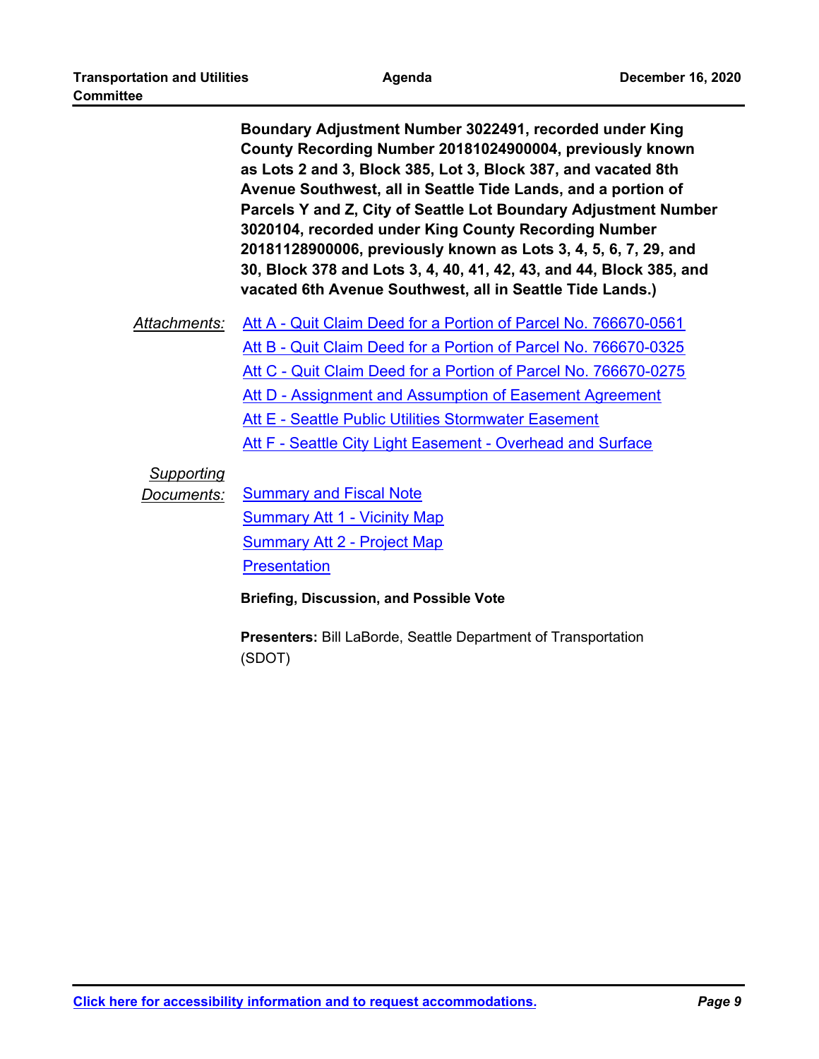**Boundary Adjustment Number 3022491, recorded under King County Recording Number 20181024900004, previously known as Lots 2 and 3, Block 385, Lot 3, Block 387, and vacated 8th Avenue Southwest, all in Seattle Tide Lands, and a portion of Parcels Y and Z, City of Seattle Lot Boundary Adjustment Number 3020104, recorded under King County Recording Number 20181128900006, previously known as Lots 3, 4, 5, 6, 7, 29, and 30, Block 378 and Lots 3, 4, 40, 41, 42, 43, and 44, Block 385, and vacated 6th Avenue Southwest, all in Seattle Tide Lands.)**

*Attachments:*
- Att A - Quit Claim Deed for a Portion of Parcel No. 766670-0561
- Att B - Quit Claim Deed for a Portion of Parcel No. 766670-0325
- Att C - Quit Claim Deed for a Portion of Parcel No. 766670-0275
- Att D - Assignment and Assumption of Easement Agreement
- Att E - Seattle Public Utilities Stormwater Easement
- Att F - Seattle City Light Easement - Overhead and Surface

*Supporting Documents:*
- Summary and Fiscal Note
- Summary Att 1 - Vicinity Map
- Summary Att 2 - Project Map
- Presentation

**Briefing, Discussion, and Possible Vote**

**Presenters:** Bill LaBorde, Seattle Department of Transportation (SDOT)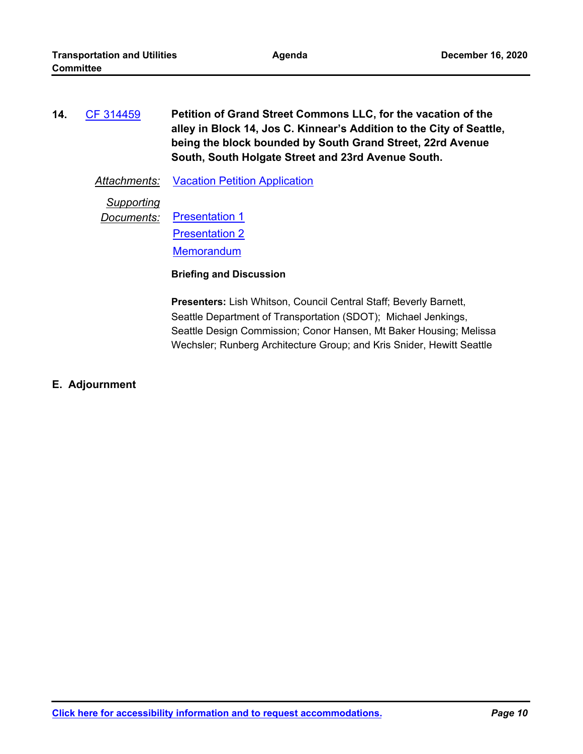**14.** CF 314459 **Petition of Grand Street Commons LLC, for the vacation of the alley in Block 14, Jos C. Kinnear's Addition to the City of Seattle, being the block bounded by South Grand Street, 22rd Avenue South, South Holgate Street and 23rd Avenue South.**

*Attachments:* Vacation Petition Application

*Supporting Documents:* Presentation 1
Presentation 2
Memorandum

**Briefing and Discussion**

**Presenters:** Lish Whitson, Council Central Staff; Beverly Barnett, Seattle Department of Transportation (SDOT); Michael Jenkings, Seattle Design Commission; Conor Hansen, Mt Baker Housing; Melissa Wechsler; Runberg Architecture Group; and Kris Snider, Hewitt Seattle

## E. Adjournment